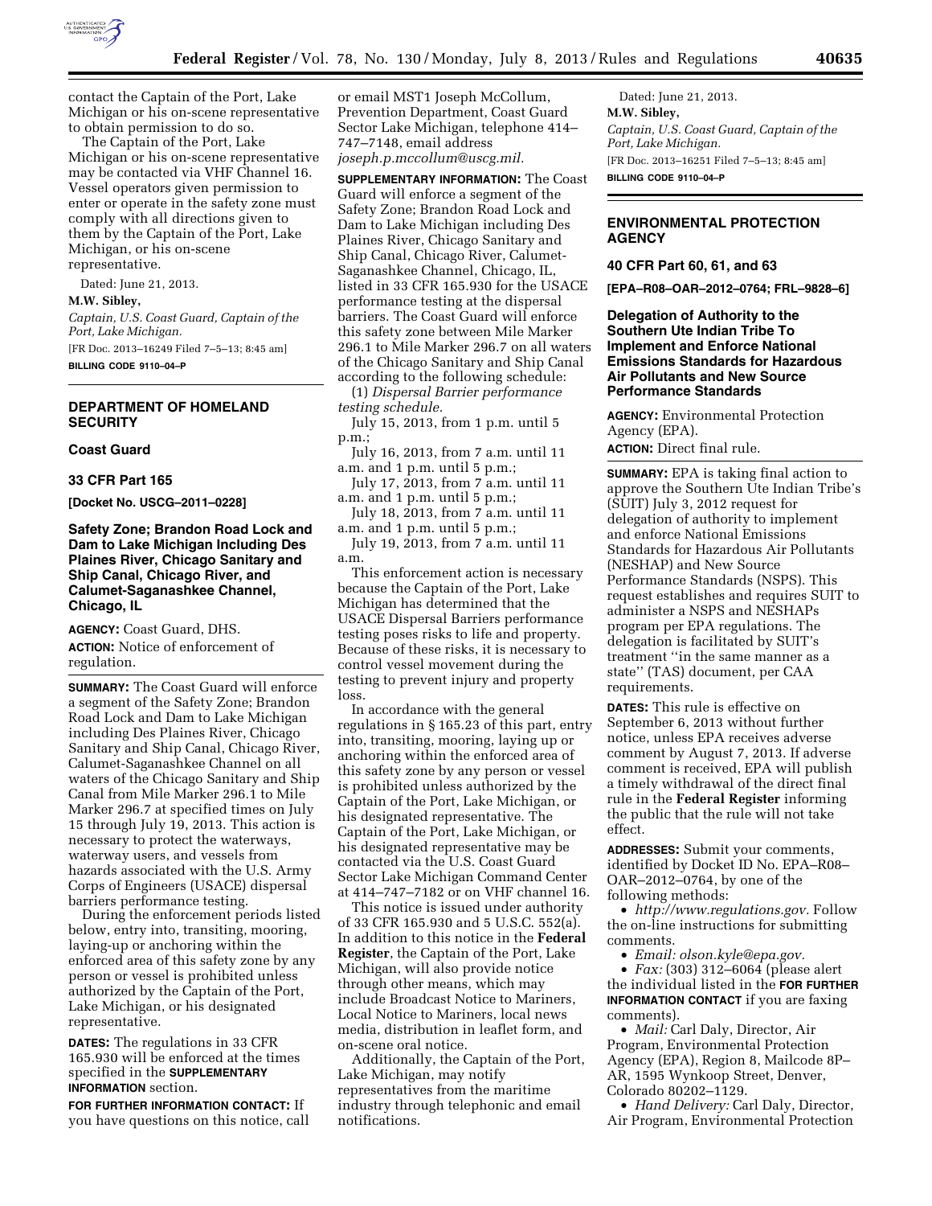contact the Captain of the Port, Lake Michigan or his on-scene representative to obtain permission to do so.

The Captain of the Port, Lake Michigan or his on-scene representative may be contacted via VHF Channel 16. Vessel operators given permission to enter or operate in the safety zone must comply with all directions given to them by the Captain of the Port, Lake Michigan, or his on-scene representative.

Dated: June 21, 2013.

**M.W. Sibley,**

*Captain, U.S. Coast Guard, Captain of the Port, Lake Michigan.*

[FR Doc. 2013–16249 Filed 7–5–13; 8:45 am]

**BILLING CODE 9110–04–P**

---

## DEPARTMENT OF HOMELAND SECURITY

### Coast Guard

### 33 CFR Part 165

**[Docket No. USCG–2011–0228]**

### Safety Zone; Brandon Road Lock and Dam to Lake Michigan Including Des Plaines River, Chicago Sanitary and Ship Canal, Chicago River, and Calumet-Saganashkee Channel, Chicago, IL

**AGENCY:** Coast Guard, DHS.

**ACTION:** Notice of enforcement of regulation.

**SUMMARY:** The Coast Guard will enforce a segment of the Safety Zone; Brandon Road Lock and Dam to Lake Michigan including Des Plaines River, Chicago Sanitary and Ship Canal, Chicago River, Calumet-Saganashkee Channel on all waters of the Chicago Sanitary and Ship Canal from Mile Marker 296.1 to Mile Marker 296.7 at specified times on July 15 through July 19, 2013. This action is necessary to protect the waterways, waterway users, and vessels from hazards associated with the U.S. Army Corps of Engineers (USACE) dispersal barriers performance testing.

During the enforcement periods listed below, entry into, transiting, mooring, laying-up or anchoring within the enforced area of this safety zone by any person or vessel is prohibited unless authorized by the Captain of the Port, Lake Michigan, or his designated representative.

**DATES:** The regulations in 33 CFR 165.930 will be enforced at the times specified in the **SUPPLEMENTARY INFORMATION** section.

**FOR FURTHER INFORMATION CONTACT:** If you have questions on this notice, call or email MST1 Joseph McCollum, Prevention Department, Coast Guard Sector Lake Michigan, telephone 414–747–7148, email address *joseph.p.mccollum@uscg.mil.*

**SUPPLEMENTARY INFORMATION:** The Coast Guard will enforce a segment of the Safety Zone; Brandon Road Lock and Dam to Lake Michigan including Des Plaines River, Chicago Sanitary and Ship Canal, Chicago River, Calumet-Saganashkee Channel, Chicago, IL, listed in 33 CFR 165.930 for the USACE performance testing at the dispersal barriers. The Coast Guard will enforce this safety zone between Mile Marker 296.1 to Mile Marker 296.7 on all waters of the Chicago Sanitary and Ship Canal according to the following schedule:

(1) *Dispersal Barrier performance testing schedule.*

July 15, 2013, from 1 p.m. until 5 p.m.;

July 16, 2013, from 7 a.m. until 11 a.m. and 1 p.m. until 5 p.m.;

July 17, 2013, from 7 a.m. until 11 a.m. and 1 p.m. until 5 p.m.;

July 18, 2013, from 7 a.m. until 11 a.m. and 1 p.m. until 5 p.m.;

July 19, 2013, from 7 a.m. until 11 a.m.

This enforcement action is necessary because the Captain of the Port, Lake Michigan has determined that the USACE Dispersal Barriers performance testing poses risks to life and property. Because of these risks, it is necessary to control vessel movement during the testing to prevent injury and property loss.

In accordance with the general regulations in § 165.23 of this part, entry into, transiting, mooring, laying up or anchoring within the enforced area of this safety zone by any person or vessel is prohibited unless authorized by the Captain of the Port, Lake Michigan, or his designated representative. The Captain of the Port, Lake Michigan, or his designated representative may be contacted via the U.S. Coast Guard Sector Lake Michigan Command Center at 414–747–7182 or on VHF channel 16.

This notice is issued under authority of 33 CFR 165.930 and 5 U.S.C. 552(a). In addition to this notice in the **Federal Register**, the Captain of the Port, Lake Michigan, will also provide notice through other means, which may include Broadcast Notice to Mariners, Local Notice to Mariners, local news media, distribution in leaflet form, and on-scene oral notice.

Additionally, the Captain of the Port, Lake Michigan, may notify representatives from the maritime industry through telephonic and email notifications.

Dated: June 21, 2013.

**M.W. Sibley,**

*Captain, U.S. Coast Guard, Captain of the Port, Lake Michigan.*

[FR Doc. 2013–16251 Filed 7–5–13; 8:45 am]

**BILLING CODE 9110–04–P**

---

## ENVIRONMENTAL PROTECTION AGENCY

### 40 CFR Part 60, 61, and 63

**[EPA–R08–OAR–2012–0764; FRL–9828–6]**

### Delegation of Authority to the Southern Ute Indian Tribe To Implement and Enforce National Emissions Standards for Hazardous Air Pollutants and New Source Performance Standards

**AGENCY:** Environmental Protection Agency (EPA).

**ACTION:** Direct final rule.

**SUMMARY:** EPA is taking final action to approve the Southern Ute Indian Tribe's (SUIT) July 3, 2012 request for delegation of authority to implement and enforce National Emissions Standards for Hazardous Air Pollutants (NESHAP) and New Source Performance Standards (NSPS). This request establishes and requires SUIT to administer a NSPS and NESHAPs program per EPA regulations. The delegation is facilitated by SUIT's treatment "in the same manner as a state" (TAS) document, per CAA requirements.

**DATES:** This rule is effective on September 6, 2013 without further notice, unless EPA receives adverse comment by August 7, 2013. If adverse comment is received, EPA will publish a timely withdrawal of the direct final rule in the **Federal Register** informing the public that the rule will not take effect.

**ADDRESSES:** Submit your comments, identified by Docket ID No. EPA–R08–OAR–2012–0764, by one of the following methods:

- *http://www.regulations.gov.* Follow the on-line instructions for submitting comments.
- *Email: olson.kyle@epa.gov.*
- *Fax:* (303) 312–6064 (please alert the individual listed in the **FOR FURTHER INFORMATION CONTACT** if you are faxing comments).
- *Mail:* Carl Daly, Director, Air Program, Environmental Protection Agency (EPA), Region 8, Mailcode 8P–AR, 1595 Wynkoop Street, Denver, Colorado 80202–1129.
- *Hand Delivery:* Carl Daly, Director, Air Program, Environmental Protection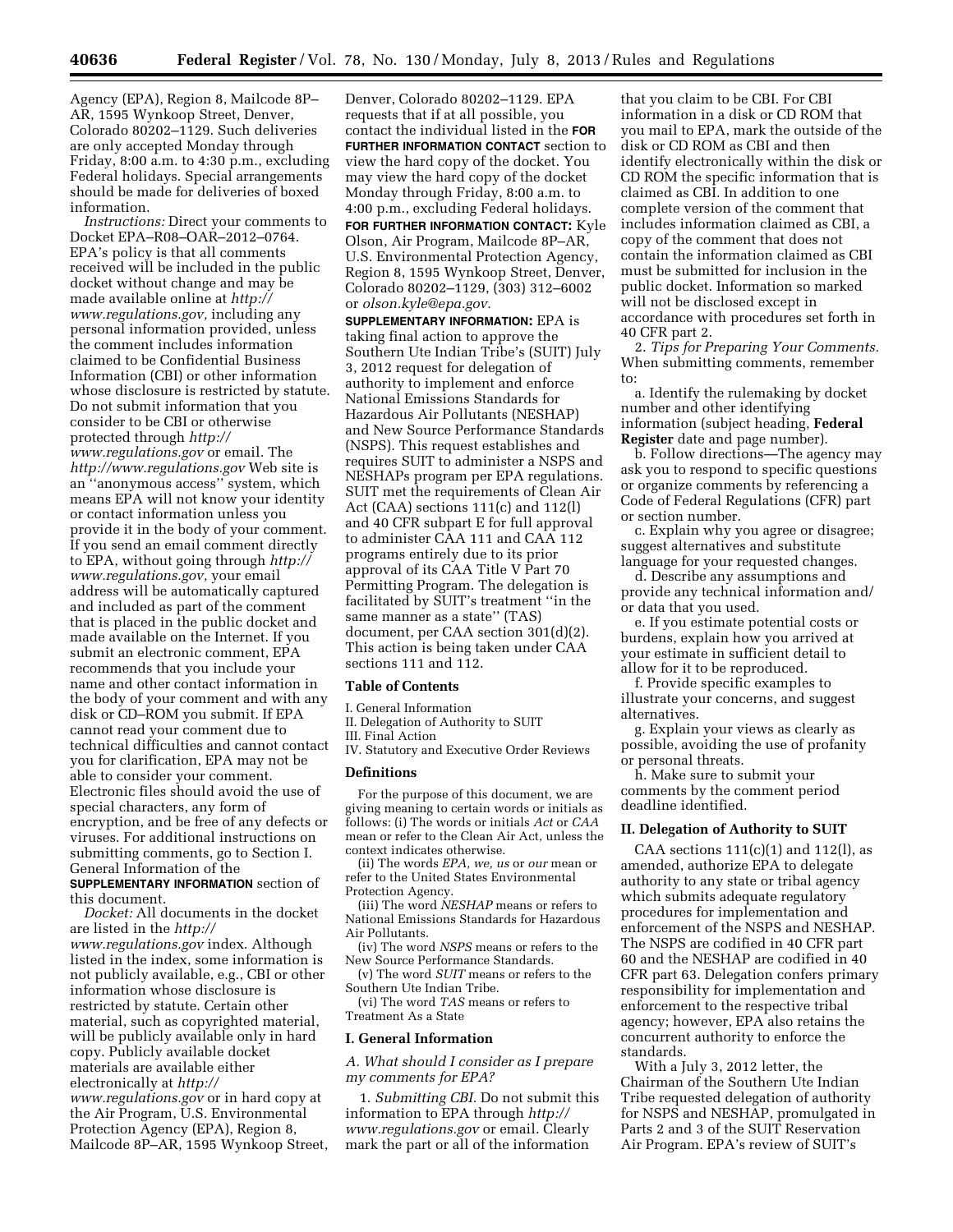Agency (EPA), Region 8, Mailcode 8P–AR, 1595 Wynkoop Street, Denver, Colorado 80202–1129. Such deliveries are only accepted Monday through Friday, 8:00 a.m. to 4:30 p.m., excluding Federal holidays. Special arrangements should be made for deliveries of boxed information.

*Instructions:* Direct your comments to Docket EPA–R08–OAR–2012–0764. EPA's policy is that all comments received will be included in the public docket without change and may be made available online at *http://www.regulations.gov,* including any personal information provided, unless the comment includes information claimed to be Confidential Business Information (CBI) or other information whose disclosure is restricted by statute. Do not submit information that you consider to be CBI or otherwise protected through *http://www.regulations.gov* or email. The *http://www.regulations.gov* Web site is an ''anonymous access'' system, which means EPA will not know your identity or contact information unless you provide it in the body of your comment. If you send an email comment directly to EPA, without going through *http://www.regulations.gov,* your email address will be automatically captured and included as part of the comment that is placed in the public docket and made available on the Internet. If you submit an electronic comment, EPA recommends that you include your name and other contact information in the body of your comment and with any disk or CD–ROM you submit. If EPA cannot read your comment due to technical difficulties and cannot contact you for clarification, EPA may not be able to consider your comment. Electronic files should avoid the use of special characters, any form of encryption, and be free of any defects or viruses. For additional instructions on submitting comments, go to Section I. General Information of the **SUPPLEMENTARY INFORMATION** section of this document.

*Docket:* All documents in the docket are listed in the *http://www.regulations.gov* index. Although listed in the index, some information is not publicly available, e.g., CBI or other information whose disclosure is restricted by statute. Certain other material, such as copyrighted material, will be publicly available only in hard copy. Publicly available docket materials are available either electronically at *http://www.regulations.gov* or in hard copy at the Air Program, U.S. Environmental Protection Agency (EPA), Region 8, Mailcode 8P–AR, 1595 Wynkoop Street, Denver, Colorado 80202–1129. EPA requests that if at all possible, you contact the individual listed in the **FOR FURTHER INFORMATION CONTACT** section to view the hard copy of the docket. You may view the hard copy of the docket Monday through Friday, 8:00 a.m. to 4:00 p.m., excluding Federal holidays.

**FOR FURTHER INFORMATION CONTACT:** Kyle Olson, Air Program, Mailcode 8P–AR, U.S. Environmental Protection Agency, Region 8, 1595 Wynkoop Street, Denver, Colorado 80202–1129, (303) 312–6002 or *olson.kyle@epa.gov.*

**SUPPLEMENTARY INFORMATION:** EPA is taking final action to approve the Southern Ute Indian Tribe's (SUIT) July 3, 2012 request for delegation of authority to implement and enforce National Emissions Standards for Hazardous Air Pollutants (NESHAP) and New Source Performance Standards (NSPS). This request establishes and requires SUIT to administer a NSPS and NESHAPs program per EPA regulations. SUIT met the requirements of Clean Air Act (CAA) sections 111(c) and 112(l) and 40 CFR subpart E for full approval to administer CAA 111 and CAA 112 programs entirely due to its prior approval of its CAA Title V Part 70 Permitting Program. The delegation is facilitated by SUIT's treatment ''in the same manner as a state'' (TAS) document, per CAA section 301(d)(2). This action is being taken under CAA sections 111 and 112.

### Table of Contents

I. General Information
II. Delegation of Authority to SUIT
III. Final Action
IV. Statutory and Executive Order Reviews

### Definitions

For the purpose of this document, we are giving meaning to certain words or initials as follows: (i) The words or initials *Act* or *CAA* mean or refer to the Clean Air Act, unless the context indicates otherwise.

(ii) The words *EPA, we, us* or *our* mean or refer to the United States Environmental Protection Agency.

(iii) The word *NESHAP* means or refers to National Emissions Standards for Hazardous Air Pollutants.

(iv) The word *NSPS* means or refers to the New Source Performance Standards.

(v) The word *SUIT* means or refers to the Southern Ute Indian Tribe.

(vi) The word *TAS* means or refers to Treatment As a State

## I. General Information

### *A. What should I consider as I prepare my comments for EPA?*

1. *Submitting CBI.* Do not submit this information to EPA through *http://www.regulations.gov* or email. Clearly mark the part or all of the information that you claim to be CBI. For CBI information in a disk or CD ROM that you mail to EPA, mark the outside of the disk or CD ROM as CBI and then identify electronically within the disk or CD ROM the specific information that is claimed as CBI. In addition to one complete version of the comment that includes information claimed as CBI, a copy of the comment that does not contain the information claimed as CBI must be submitted for inclusion in the public docket. Information so marked will not be disclosed except in accordance with procedures set forth in 40 CFR part 2.

2. *Tips for Preparing Your Comments.* When submitting comments, remember to:

a. Identify the rulemaking by docket number and other identifying information (subject heading, **Federal Register** date and page number).

b. Follow directions—The agency may ask you to respond to specific questions or organize comments by referencing a Code of Federal Regulations (CFR) part or section number.

c. Explain why you agree or disagree; suggest alternatives and substitute language for your requested changes.

d. Describe any assumptions and provide any technical information and/or data that you used.

e. If you estimate potential costs or burdens, explain how you arrived at your estimate in sufficient detail to allow for it to be reproduced.

f. Provide specific examples to illustrate your concerns, and suggest alternatives.

g. Explain your views as clearly as possible, avoiding the use of profanity or personal threats.

h. Make sure to submit your comments by the comment period deadline identified.

## II. Delegation of Authority to SUIT

CAA sections 111(c)(1) and 112(l), as amended, authorize EPA to delegate authority to any state or tribal agency which submits adequate regulatory procedures for implementation and enforcement of the NSPS and NESHAP. The NSPS are codified in 40 CFR part 60 and the NESHAP are codified in 40 CFR part 63. Delegation confers primary responsibility for implementation and enforcement to the respective tribal agency; however, EPA also retains the concurrent authority to enforce the standards.

With a July 3, 2012 letter, the Chairman of the Southern Ute Indian Tribe requested delegation of authority for NSPS and NESHAP, promulgated in Parts 2 and 3 of the SUIT Reservation Air Program. EPA's review of SUIT's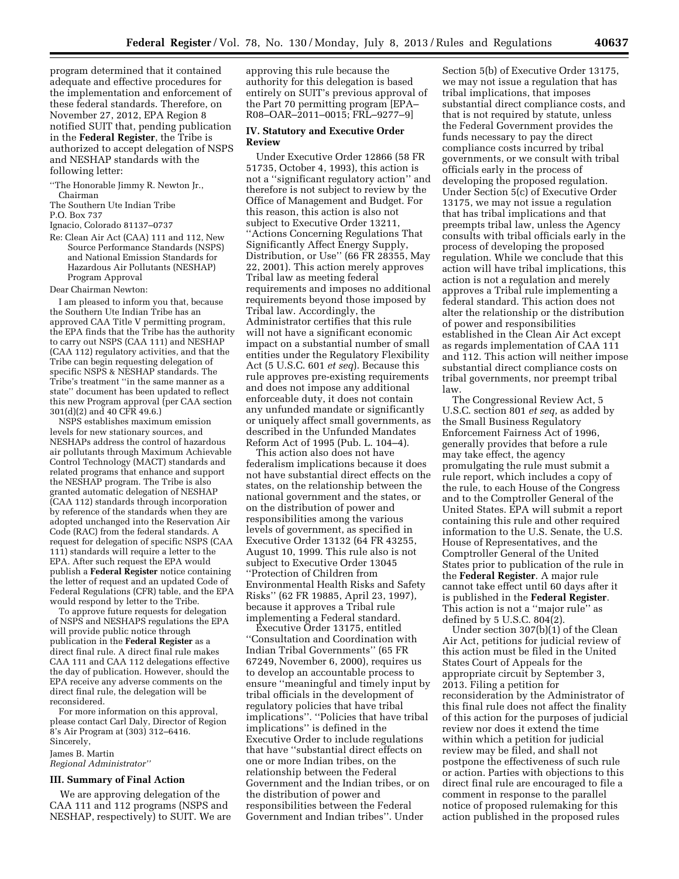program determined that it contained adequate and effective procedures for the implementation and enforcement of these federal standards. Therefore, on November 27, 2012, EPA Region 8 notified SUIT that, pending publication in the **Federal Register**, the Tribe is authorized to accept delegation of NSPS and NESHAP standards with the following letter:

''The Honorable Jimmy R. Newton Jr., Chairman
The Southern Ute Indian Tribe
P.O. Box 737
Ignacio, Colorado 81137–0737

Re: Clean Air Act (CAA) 111 and 112, New Source Performance Standards (NSPS) and National Emission Standards for Hazardous Air Pollutants (NESHAP) Program Approval

Dear Chairman Newton:

I am pleased to inform you that, because the Southern Ute Indian Tribe has an approved CAA Title V permitting program, the EPA finds that the Tribe has the authority to carry out NSPS (CAA 111) and NESHAP (CAA 112) regulatory activities, and that the Tribe can begin requesting delegation of specific NSPS & NESHAP standards. The Tribe's treatment ''in the same manner as a state'' document has been updated to reflect this new Program approval (per CAA section 301(d)(2) and 40 CFR 49.6.)

NSPS establishes maximum emission levels for new stationary sources, and NESHAPs address the control of hazardous air pollutants through Maximum Achievable Control Technology (MACT) standards and related programs that enhance and support the NESHAP program. The Tribe is also granted automatic delegation of NESHAP (CAA 112) standards through incorporation by reference of the standards when they are adopted unchanged into the Reservation Air Code (RAC) from the federal standards. A request for delegation of specific NSPS (CAA 111) standards will require a letter to the EPA. After such request the EPA would publish a **Federal Register** notice containing the letter of request and an updated Code of Federal Regulations (CFR) table, and the EPA would respond by letter to the Tribe.

To approve future requests for delegation of NSPS and NESHAPS regulations the EPA will provide public notice through publication in the **Federal Register** as a direct final rule. A direct final rule makes CAA 111 and CAA 112 delegations effective the day of publication. However, should the EPA receive any adverse comments on the direct final rule, the delegation will be reconsidered.

For more information on this approval, please contact Carl Daly, Director of Region 8's Air Program at (303) 312–6416.

Sincerely,

James B. Martin
*Regional Administrator''*

## III. Summary of Final Action

We are approving delegation of the CAA 111 and 112 programs (NSPS and NESHAP, respectively) to SUIT. We are approving this rule because the authority for this delegation is based entirely on SUIT's previous approval of the Part 70 permitting program [EPA–R08–OAR–2011–0015; FRL–9277–9]

## IV. Statutory and Executive Order Review

Under Executive Order 12866 (58 FR 51735, October 4, 1993), this action is not a ''significant regulatory action'' and therefore is not subject to review by the Office of Management and Budget. For this reason, this action is also not subject to Executive Order 13211, ''Actions Concerning Regulations That Significantly Affect Energy Supply, Distribution, or Use'' (66 FR 28355, May 22, 2001). This action merely approves Tribal law as meeting federal requirements and imposes no additional requirements beyond those imposed by Tribal law. Accordingly, the Administrator certifies that this rule will not have a significant economic impact on a substantial number of small entities under the Regulatory Flexibility Act (5 U.S.C. 601 *et seq*). Because this rule approves pre-existing requirements and does not impose any additional enforceable duty, it does not contain any unfunded mandate or significantly or uniquely affect small governments, as described in the Unfunded Mandates Reform Act of 1995 (Pub. L. 104–4).

This action also does not have federalism implications because it does not have substantial direct effects on the states, on the relationship between the national government and the states, or on the distribution of power and responsibilities among the various levels of government, as specified in Executive Order 13132 (64 FR 43255, August 10, 1999. This rule also is not subject to Executive Order 13045 ''Protection of Children from Environmental Health Risks and Safety Risks'' (62 FR 19885, April 23, 1997), because it approves a Tribal rule implementing a Federal standard.

Executive Order 13175, entitled ''Consultation and Coordination with Indian Tribal Governments'' (65 FR 67249, November 6, 2000), requires us to develop an accountable process to ensure ''meaningful and timely input by tribal officials in the development of regulatory policies that have tribal implications''. ''Policies that have tribal implications'' is defined in the Executive Order to include regulations that have ''substantial direct effects on one or more Indian tribes, on the relationship between the Federal Government and the Indian tribes, or on the distribution of power and responsibilities between the Federal Government and Indian tribes''. Under Section 5(b) of Executive Order 13175, we may not issue a regulation that has tribal implications, that imposes substantial direct compliance costs, and that is not required by statute, unless the Federal Government provides the funds necessary to pay the direct compliance costs incurred by tribal governments, or we consult with tribal officials early in the process of developing the proposed regulation. Under Section 5(c) of Executive Order 13175, we may not issue a regulation that has tribal implications and that preempts tribal law, unless the Agency consults with tribal officials early in the process of developing the proposed regulation. While we conclude that this action will have tribal implications, this action is not a regulation and merely approves a Tribal rule implementing a federal standard. This action does not alter the relationship or the distribution of power and responsibilities established in the Clean Air Act except as regards implementation of CAA 111 and 112. This action will neither impose substantial direct compliance costs on tribal governments, nor preempt tribal law.

The Congressional Review Act, 5 U.S.C. section 801 *et seq,* as added by the Small Business Regulatory Enforcement Fairness Act of 1996, generally provides that before a rule may take effect, the agency promulgating the rule must submit a rule report, which includes a copy of the rule, to each House of the Congress and to the Comptroller General of the United States. EPA will submit a report containing this rule and other required information to the U.S. Senate, the U.S. House of Representatives, and the Comptroller General of the United States prior to publication of the rule in the **Federal Register**. A major rule cannot take effect until 60 days after it is published in the **Federal Register**. This action is not a ''major rule'' as defined by 5 U.S.C. 804(2).

Under section 307(b)(1) of the Clean Air Act, petitions for judicial review of this action must be filed in the United States Court of Appeals for the appropriate circuit by September 3, 2013. Filing a petition for reconsideration by the Administrator of this final rule does not affect the finality of this action for the purposes of judicial review nor does it extend the time within which a petition for judicial review may be filed, and shall not postpone the effectiveness of such rule or action. Parties with objections to this direct final rule are encouraged to file a comment in response to the parallel notice of proposed rulemaking for this action published in the proposed rules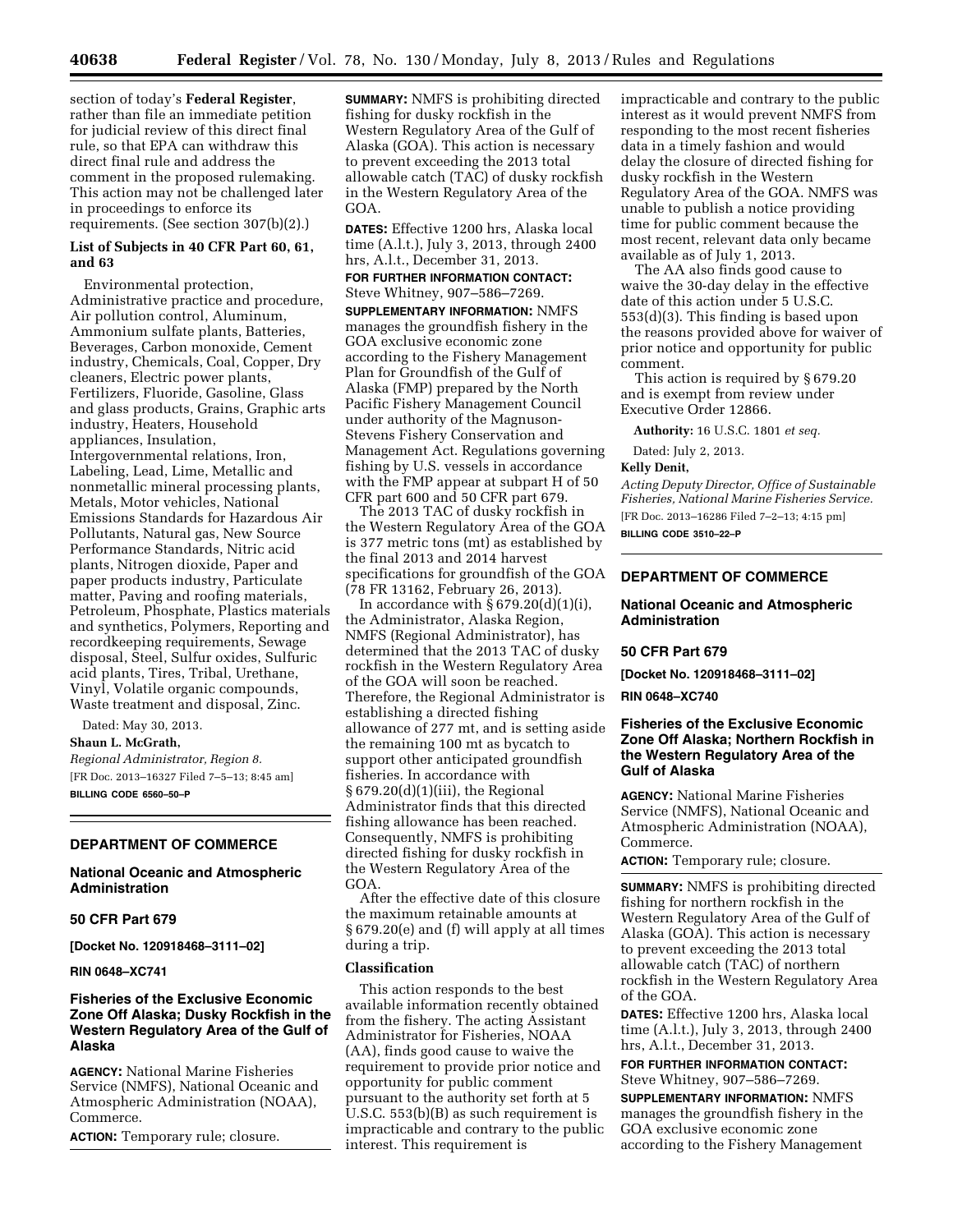section of today's **Federal Register**, rather than file an immediate petition for judicial review of this direct final rule, so that EPA can withdraw this direct final rule and address the comment in the proposed rulemaking. This action may not be challenged later in proceedings to enforce its requirements. (See section 307(b)(2).)

### List of Subjects in 40 CFR Part 60, 61, and 63

Environmental protection, Administrative practice and procedure, Air pollution control, Aluminum, Ammonium sulfate plants, Batteries, Beverages, Carbon monoxide, Cement industry, Chemicals, Coal, Copper, Dry cleaners, Electric power plants, Fertilizers, Fluoride, Gasoline, Glass and glass products, Grains, Graphic arts industry, Heaters, Household appliances, Insulation, Intergovernmental relations, Iron, Labeling, Lead, Lime, Metallic and nonmetallic mineral processing plants, Metals, Motor vehicles, National Emissions Standards for Hazardous Air Pollutants, Natural gas, New Source Performance Standards, Nitric acid plants, Nitrogen dioxide, Paper and paper products industry, Particulate matter, Paving and roofing materials, Petroleum, Phosphate, Plastics materials and synthetics, Polymers, Reporting and recordkeeping requirements, Sewage disposal, Steel, Sulfur oxides, Sulfuric acid plants, Tires, Tribal, Urethane, Vinyl, Volatile organic compounds, Waste treatment and disposal, Zinc.

Dated: May 30, 2013.

**Shaun L. McGrath,**

*Regional Administrator, Region 8.*

[FR Doc. 2013–16327 Filed 7–5–13; 8:45 am]

**BILLING CODE 6560–50–P**

---

## DEPARTMENT OF COMMERCE

### National Oceanic and Atmospheric Administration

### 50 CFR Part 679

**[Docket No. 120918468–3111–02]**

**RIN 0648–XC741**

### Fisheries of the Exclusive Economic Zone Off Alaska; Dusky Rockfish in the Western Regulatory Area of the Gulf of Alaska

**AGENCY:** National Marine Fisheries Service (NMFS), National Oceanic and Atmospheric Administration (NOAA), Commerce.

**ACTION:** Temporary rule; closure.

**SUMMARY:** NMFS is prohibiting directed fishing for dusky rockfish in the Western Regulatory Area of the Gulf of Alaska (GOA). This action is necessary to prevent exceeding the 2013 total allowable catch (TAC) of dusky rockfish in the Western Regulatory Area of the GOA.

**DATES:** Effective 1200 hrs, Alaska local time (A.l.t.), July 3, 2013, through 2400 hrs, A.l.t., December 31, 2013.

**FOR FURTHER INFORMATION CONTACT:** Steve Whitney, 907–586–7269.

**SUPPLEMENTARY INFORMATION:** NMFS manages the groundfish fishery in the GOA exclusive economic zone according to the Fishery Management Plan for Groundfish of the Gulf of Alaska (FMP) prepared by the North Pacific Fishery Management Council under authority of the Magnuson-Stevens Fishery Conservation and Management Act. Regulations governing fishing by U.S. vessels in accordance with the FMP appear at subpart H of 50 CFR part 600 and 50 CFR part 679.

The 2013 TAC of dusky rockfish in the Western Regulatory Area of the GOA is 377 metric tons (mt) as established by the final 2013 and 2014 harvest specifications for groundfish of the GOA (78 FR 13162, February 26, 2013).

In accordance with § 679.20(d)(1)(i), the Administrator, Alaska Region, NMFS (Regional Administrator), has determined that the 2013 TAC of dusky rockfish in the Western Regulatory Area of the GOA will soon be reached. Therefore, the Regional Administrator is establishing a directed fishing allowance of 277 mt, and is setting aside the remaining 100 mt as bycatch to support other anticipated groundfish fisheries. In accordance with § 679.20(d)(1)(iii), the Regional Administrator finds that this directed fishing allowance has been reached. Consequently, NMFS is prohibiting directed fishing for dusky rockfish in the Western Regulatory Area of the GOA.

After the effective date of this closure the maximum retainable amounts at § 679.20(e) and (f) will apply at all times during a trip.

#### Classification

This action responds to the best available information recently obtained from the fishery. The acting Assistant Administrator for Fisheries, NOAA (AA), finds good cause to waive the requirement to provide prior notice and opportunity for public comment pursuant to the authority set forth at 5 U.S.C. 553(b)(B) as such requirement is impracticable and contrary to the public interest. This requirement is impracticable and contrary to the public interest as it would prevent NMFS from responding to the most recent fisheries data in a timely fashion and would delay the closure of directed fishing for dusky rockfish in the Western Regulatory Area of the GOA. NMFS was unable to publish a notice providing time for public comment because the most recent, relevant data only became available as of July 1, 2013.

The AA also finds good cause to waive the 30-day delay in the effective date of this action under 5 U.S.C. 553(d)(3). This finding is based upon the reasons provided above for waiver of prior notice and opportunity for public comment.

This action is required by § 679.20 and is exempt from review under Executive Order 12866.

**Authority:** 16 U.S.C. 1801 *et seq.*

Dated: July 2, 2013.

**Kelly Denit,**

*Acting Deputy Director, Office of Sustainable Fisheries, National Marine Fisheries Service.*

[FR Doc. 2013–16286 Filed 7–2–13; 4:15 pm]

**BILLING CODE 3510–22–P**

---

## DEPARTMENT OF COMMERCE

### National Oceanic and Atmospheric Administration

### 50 CFR Part 679

**[Docket No. 120918468–3111–02]**

**RIN 0648–XC740**

### Fisheries of the Exclusive Economic Zone Off Alaska; Northern Rockfish in the Western Regulatory Area of the Gulf of Alaska

**AGENCY:** National Marine Fisheries Service (NMFS), National Oceanic and Atmospheric Administration (NOAA), Commerce.

**ACTION:** Temporary rule; closure.

**SUMMARY:** NMFS is prohibiting directed fishing for northern rockfish in the Western Regulatory Area of the Gulf of Alaska (GOA). This action is necessary to prevent exceeding the 2013 total allowable catch (TAC) of northern rockfish in the Western Regulatory Area of the GOA.

**DATES:** Effective 1200 hrs, Alaska local time (A.l.t.), July 3, 2013, through 2400 hrs, A.l.t., December 31, 2013.

**FOR FURTHER INFORMATION CONTACT:** Steve Whitney, 907–586–7269.

**SUPPLEMENTARY INFORMATION:** NMFS manages the groundfish fishery in the GOA exclusive economic zone according to the Fishery Management